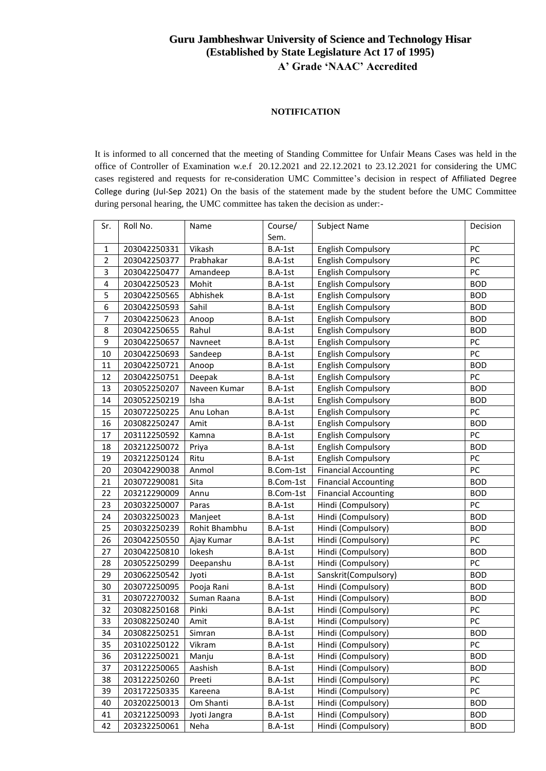# Guru Jambheshwar University of Science and Technology Hisar
## (Established by State Legislature Act 17 of 1995)
### A' Grade 'NAAC' Accredited

**NOTIFICATION**

It is informed to all concerned that the meeting of Standing Committee for Unfair Means Cases was held in the office of Controller of Examination w.e.f 20.12.2021 and 22.12.2021 to 23.12.2021 for considering the UMC cases registered and requests for re-consideration UMC Committee's decision in respect of Affiliated Degree College during (Jul-Sep 2021) On the basis of the statement made by the student before the UMC Committee during personal hearing, the UMC committee has taken the decision as under:-

| Sr. | Roll No. | Name | Course/ Sem. | Subject Name | Decision |
|---|---|---|---|---|---|
| 1 | 203042250331 | Vikash | B.A-1st | English Compulsory | PC |
| 2 | 203042250377 | Prabhakar | B.A-1st | English Compulsory | PC |
| 3 | 203042250477 | Amandeep | B.A-1st | English Compulsory | PC |
| 4 | 203042250523 | Mohit | B.A-1st | English Compulsory | BOD |
| 5 | 203042250565 | Abhishek | B.A-1st | English Compulsory | BOD |
| 6 | 203042250593 | Sahil | B.A-1st | English Compulsory | BOD |
| 7 | 203042250623 | Anoop | B.A-1st | English Compulsory | BOD |
| 8 | 203042250655 | Rahul | B.A-1st | English Compulsory | BOD |
| 9 | 203042250657 | Navneet | B.A-1st | English Compulsory | PC |
| 10 | 203042250693 | Sandeep | B.A-1st | English Compulsory | PC |
| 11 | 203042250721 | Anoop | B.A-1st | English Compulsory | BOD |
| 12 | 203042250751 | Deepak | B.A-1st | English Compulsory | PC |
| 13 | 203052250207 | Naveen Kumar | B.A-1st | English Compulsory | BOD |
| 14 | 203052250219 | Isha | B.A-1st | English Compulsory | BOD |
| 15 | 203072250225 | Anu Lohan | B.A-1st | English Compulsory | PC |
| 16 | 203082250247 | Amit | B.A-1st | English Compulsory | BOD |
| 17 | 203112250592 | Kamna | B.A-1st | English Compulsory | PC |
| 18 | 203212250072 | Priya | B.A-1st | English Compulsory | BOD |
| 19 | 203212250124 | Ritu | B.A-1st | English Compulsory | PC |
| 20 | 203042290038 | Anmol | B.Com-1st | Financial Accounting | PC |
| 21 | 203072290081 | Sita | B.Com-1st | Financial Accounting | BOD |
| 22 | 203212290009 | Annu | B.Com-1st | Financial Accounting | BOD |
| 23 | 203032250007 | Paras | B.A-1st | Hindi (Compulsory) | PC |
| 24 | 203032250023 | Manjeet | B.A-1st | Hindi (Compulsory) | BOD |
| 25 | 203032250239 | Rohit Bhambhu | B.A-1st | Hindi (Compulsory) | BOD |
| 26 | 203042250550 | Ajay Kumar | B.A-1st | Hindi (Compulsory) | PC |
| 27 | 203042250810 | lokesh | B.A-1st | Hindi (Compulsory) | BOD |
| 28 | 203052250299 | Deepanshu | B.A-1st | Hindi (Compulsory) | PC |
| 29 | 203062250542 | Jyoti | B.A-1st | Sanskrit(Compulsory) | BOD |
| 30 | 203072250095 | Pooja Rani | B.A-1st | Hindi (Compulsory) | BOD |
| 31 | 203072270032 | Suman Raana | B.A-1st | Hindi (Compulsory) | BOD |
| 32 | 203082250168 | Pinki | B.A-1st | Hindi (Compulsory) | PC |
| 33 | 203082250240 | Amit | B.A-1st | Hindi (Compulsory) | PC |
| 34 | 203082250251 | Simran | B.A-1st | Hindi (Compulsory) | BOD |
| 35 | 203102250122 | Vikram | B.A-1st | Hindi (Compulsory) | PC |
| 36 | 203122250021 | Manju | B.A-1st | Hindi (Compulsory) | BOD |
| 37 | 203122250065 | Aashish | B.A-1st | Hindi (Compulsory) | BOD |
| 38 | 203122250260 | Preeti | B.A-1st | Hindi (Compulsory) | PC |
| 39 | 203172250335 | Kareena | B.A-1st | Hindi (Compulsory) | PC |
| 40 | 203202250013 | Om Shanti | B.A-1st | Hindi (Compulsory) | BOD |
| 41 | 203212250093 | Jyoti Jangra | B.A-1st | Hindi (Compulsory) | BOD |
| 42 | 203232250061 | Neha | B.A-1st | Hindi (Compulsory) | BOD |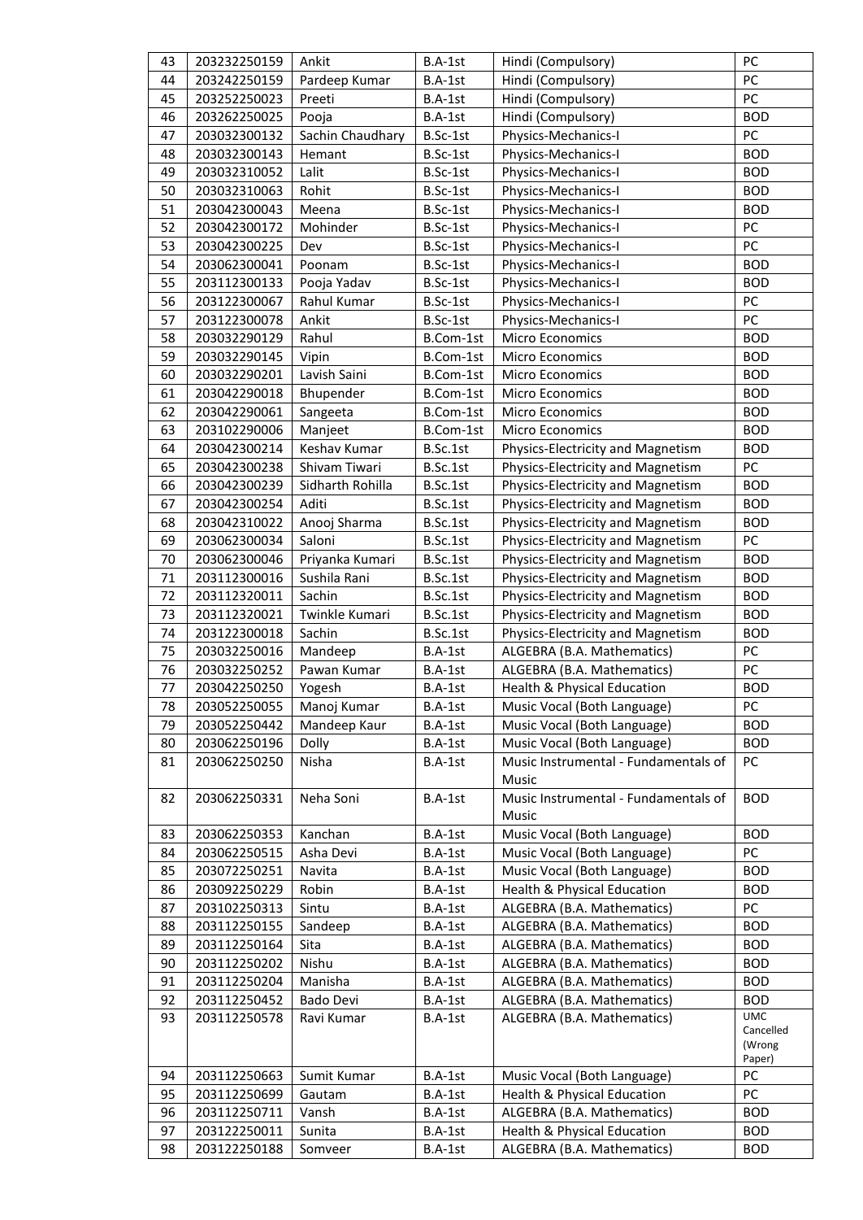| 43 | 203232250159 | Ankit | B.A-1st | Hindi (Compulsory) | PC |
|---|---|---|---|---|---|
| 44 | 203242250159 | Pardeep Kumar | B.A-1st | Hindi (Compulsory) | PC |
| 45 | 203252250023 | Preeti | B.A-1st | Hindi (Compulsory) | PC |
| 46 | 203262250025 | Pooja | B.A-1st | Hindi (Compulsory) | BOD |
| 47 | 203032300132 | Sachin Chaudhary | B.Sc-1st | Physics-Mechanics-I | PC |
| 48 | 203032300143 | Hemant | B.Sc-1st | Physics-Mechanics-I | BOD |
| 49 | 203032310052 | Lalit | B.Sc-1st | Physics-Mechanics-I | BOD |
| 50 | 203032310063 | Rohit | B.Sc-1st | Physics-Mechanics-I | BOD |
| 51 | 203042300043 | Meena | B.Sc-1st | Physics-Mechanics-I | BOD |
| 52 | 203042300172 | Mohinder | B.Sc-1st | Physics-Mechanics-I | PC |
| 53 | 203042300225 | Dev | B.Sc-1st | Physics-Mechanics-I | PC |
| 54 | 203062300041 | Poonam | B.Sc-1st | Physics-Mechanics-I | BOD |
| 55 | 203112300133 | Pooja Yadav | B.Sc-1st | Physics-Mechanics-I | BOD |
| 56 | 203122300067 | Rahul Kumar | B.Sc-1st | Physics-Mechanics-I | PC |
| 57 | 203122300078 | Ankit | B.Sc-1st | Physics-Mechanics-I | PC |
| 58 | 203032290129 | Rahul | B.Com-1st | Micro Economics | BOD |
| 59 | 203032290145 | Vipin | B.Com-1st | Micro Economics | BOD |
| 60 | 203032290201 | Lavish Saini | B.Com-1st | Micro Economics | BOD |
| 61 | 203042290018 | Bhupender | B.Com-1st | Micro Economics | BOD |
| 62 | 203042290061 | Sangeeta | B.Com-1st | Micro Economics | BOD |
| 63 | 203102290006 | Manjeet | B.Com-1st | Micro Economics | BOD |
| 64 | 203042300214 | Keshav Kumar | B.Sc.1st | Physics-Electricity and Magnetism | BOD |
| 65 | 203042300238 | Shivam Tiwari | B.Sc.1st | Physics-Electricity and Magnetism | PC |
| 66 | 203042300239 | Sidharth Rohilla | B.Sc.1st | Physics-Electricity and Magnetism | BOD |
| 67 | 203042300254 | Aditi | B.Sc.1st | Physics-Electricity and Magnetism | BOD |
| 68 | 203042310022 | Anooj Sharma | B.Sc.1st | Physics-Electricity and Magnetism | BOD |
| 69 | 203062300034 | Saloni | B.Sc.1st | Physics-Electricity and Magnetism | PC |
| 70 | 203062300046 | Priyanka Kumari | B.Sc.1st | Physics-Electricity and Magnetism | BOD |
| 71 | 203112300016 | Sushila Rani | B.Sc.1st | Physics-Electricity and Magnetism | BOD |
| 72 | 203112320011 | Sachin | B.Sc.1st | Physics-Electricity and Magnetism | BOD |
| 73 | 203112320021 | Twinkle Kumari | B.Sc.1st | Physics-Electricity and Magnetism | BOD |
| 74 | 203122300018 | Sachin | B.Sc.1st | Physics-Electricity and Magnetism | BOD |
| 75 | 203032250016 | Mandeep | B.A-1st | ALGEBRA (B.A. Mathematics) | PC |
| 76 | 203032250252 | Pawan Kumar | B.A-1st | ALGEBRA (B.A. Mathematics) | PC |
| 77 | 203042250250 | Yogesh | B.A-1st | Health & Physical Education | BOD |
| 78 | 203052250055 | Manoj Kumar | B.A-1st | Music Vocal (Both Language) | PC |
| 79 | 203052250442 | Mandeep Kaur | B.A-1st | Music Vocal (Both Language) | BOD |
| 80 | 203062250196 | Dolly | B.A-1st | Music Vocal (Both Language) | BOD |
| 81 | 203062250250 | Nisha | B.A-1st | Music Instrumental - Fundamentals of Music | PC |
| 82 | 203062250331 | Neha Soni | B.A-1st | Music Instrumental - Fundamentals of Music | BOD |
| 83 | 203062250353 | Kanchan | B.A-1st | Music Vocal (Both Language) | BOD |
| 84 | 203062250515 | Asha Devi | B.A-1st | Music Vocal (Both Language) | PC |
| 85 | 203072250251 | Navita | B.A-1st | Music Vocal (Both Language) | BOD |
| 86 | 203092250229 | Robin | B.A-1st | Health & Physical Education | BOD |
| 87 | 203102250313 | Sintu | B.A-1st | ALGEBRA (B.A. Mathematics) | PC |
| 88 | 203112250155 | Sandeep | B.A-1st | ALGEBRA (B.A. Mathematics) | BOD |
| 89 | 203112250164 | Sita | B.A-1st | ALGEBRA (B.A. Mathematics) | BOD |
| 90 | 203112250202 | Nishu | B.A-1st | ALGEBRA (B.A. Mathematics) | BOD |
| 91 | 203112250204 | Manisha | B.A-1st | ALGEBRA (B.A. Mathematics) | BOD |
| 92 | 203112250452 | Bado Devi | B.A-1st | ALGEBRA (B.A. Mathematics) | BOD |
| 93 | 203112250578 | Ravi Kumar | B.A-1st | ALGEBRA (B.A. Mathematics) | UMC Cancelled (Wrong Paper) |
| 94 | 203112250663 | Sumit Kumar | B.A-1st | Music Vocal (Both Language) | PC |
| 95 | 203112250699 | Gautam | B.A-1st | Health & Physical Education | PC |
| 96 | 203112250711 | Vansh | B.A-1st | ALGEBRA (B.A. Mathematics) | BOD |
| 97 | 203122250011 | Sunita | B.A-1st | Health & Physical Education | BOD |
| 98 | 203122250188 | Somveer | B.A-1st | ALGEBRA (B.A. Mathematics) | BOD |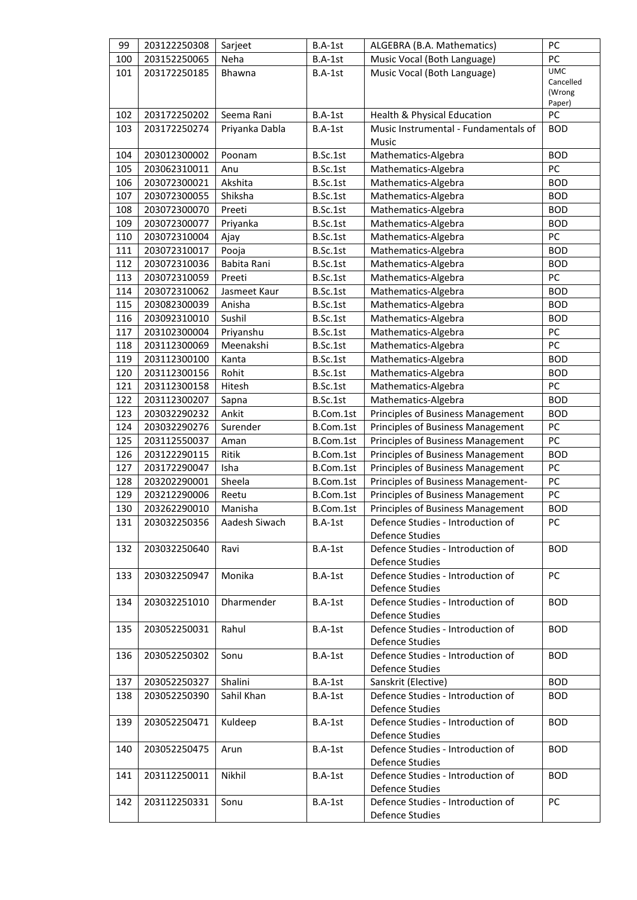| 99 | 203122250308 | Sarjeet | B.A-1st | ALGEBRA (B.A. Mathematics) | PC |
|---|---|---|---|---|---|
| 100 | 203152250065 | Neha | B.A-1st | Music Vocal (Both Language) | PC |
| 101 | 203172250185 | Bhawna | B.A-1st | Music Vocal (Both Language) | UMC Cancelled (Wrong Paper) |
| 102 | 203172250202 | Seema Rani | B.A-1st | Health & Physical Education | PC |
| 103 | 203172250274 | Priyanka Dabla | B.A-1st | Music Instrumental - Fundamentals of Music | BOD |
| 104 | 203012300002 | Poonam | B.Sc.1st | Mathematics-Algebra | BOD |
| 105 | 203062310011 | Anu | B.Sc.1st | Mathematics-Algebra | PC |
| 106 | 203072300021 | Akshita | B.Sc.1st | Mathematics-Algebra | BOD |
| 107 | 203072300055 | Shiksha | B.Sc.1st | Mathematics-Algebra | BOD |
| 108 | 203072300070 | Preeti | B.Sc.1st | Mathematics-Algebra | BOD |
| 109 | 203072300077 | Priyanka | B.Sc.1st | Mathematics-Algebra | BOD |
| 110 | 203072310004 | Ajay | B.Sc.1st | Mathematics-Algebra | PC |
| 111 | 203072310017 | Pooja | B.Sc.1st | Mathematics-Algebra | BOD |
| 112 | 203072310036 | Babita Rani | B.Sc.1st | Mathematics-Algebra | BOD |
| 113 | 203072310059 | Preeti | B.Sc.1st | Mathematics-Algebra | PC |
| 114 | 203072310062 | Jasmeet Kaur | B.Sc.1st | Mathematics-Algebra | BOD |
| 115 | 203082300039 | Anisha | B.Sc.1st | Mathematics-Algebra | BOD |
| 116 | 203092310010 | Sushil | B.Sc.1st | Mathematics-Algebra | BOD |
| 117 | 203102300004 | Priyanshu | B.Sc.1st | Mathematics-Algebra | PC |
| 118 | 203112300069 | Meenakshi | B.Sc.1st | Mathematics-Algebra | PC |
| 119 | 203112300100 | Kanta | B.Sc.1st | Mathematics-Algebra | BOD |
| 120 | 203112300156 | Rohit | B.Sc.1st | Mathematics-Algebra | BOD |
| 121 | 203112300158 | Hitesh | B.Sc.1st | Mathematics-Algebra | PC |
| 122 | 203112300207 | Sapna | B.Sc.1st | Mathematics-Algebra | BOD |
| 123 | 203032290232 | Ankit | B.Com.1st | Principles of Business Management | BOD |
| 124 | 203032290276 | Surender | B.Com.1st | Principles of Business Management | PC |
| 125 | 203112550037 | Aman | B.Com.1st | Principles of Business Management | PC |
| 126 | 203122290115 | Ritik | B.Com.1st | Principles of Business Management | BOD |
| 127 | 203172290047 | Isha | B.Com.1st | Principles of Business Management | PC |
| 128 | 203202290001 | Sheela | B.Com.1st | Principles of Business Management- | PC |
| 129 | 203212290006 | Reetu | B.Com.1st | Principles of Business Management | PC |
| 130 | 203262290010 | Manisha | B.Com.1st | Principles of Business Management | BOD |
| 131 | 203032250356 | Aadesh Siwach | B.A-1st | Defence Studies - Introduction of Defence Studies | PC |
| 132 | 203032250640 | Ravi | B.A-1st | Defence Studies - Introduction of Defence Studies | BOD |
| 133 | 203032250947 | Monika | B.A-1st | Defence Studies - Introduction of Defence Studies | PC |
| 134 | 203032251010 | Dharmender | B.A-1st | Defence Studies - Introduction of Defence Studies | BOD |
| 135 | 203052250031 | Rahul | B.A-1st | Defence Studies - Introduction of Defence Studies | BOD |
| 136 | 203052250302 | Sonu | B.A-1st | Defence Studies - Introduction of Defence Studies | BOD |
| 137 | 203052250327 | Shalini | B.A-1st | Sanskrit (Elective) | BOD |
| 138 | 203052250390 | Sahil Khan | B.A-1st | Defence Studies - Introduction of Defence Studies | BOD |
| 139 | 203052250471 | Kuldeep | B.A-1st | Defence Studies - Introduction of Defence Studies | BOD |
| 140 | 203052250475 | Arun | B.A-1st | Defence Studies - Introduction of Defence Studies | BOD |
| 141 | 203112250011 | Nikhil | B.A-1st | Defence Studies - Introduction of Defence Studies | BOD |
| 142 | 203112250331 | Sonu | B.A-1st | Defence Studies - Introduction of Defence Studies | PC |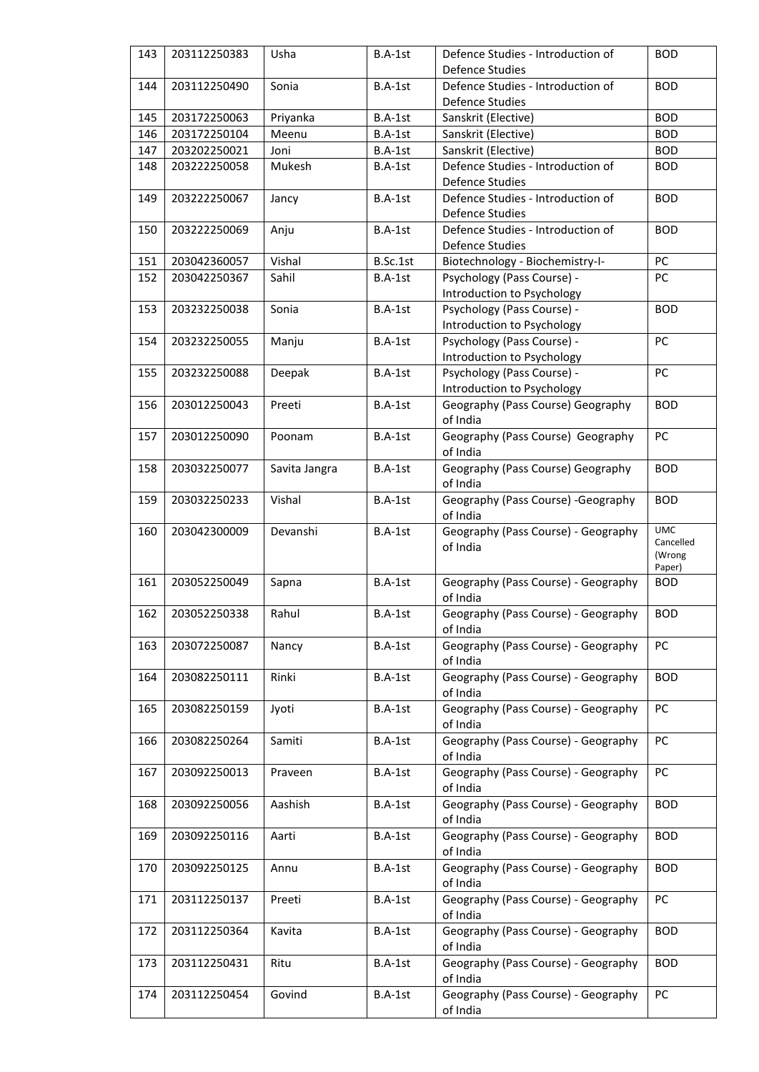| 143 | 203112250383 | Usha | B.A-1st | Defence Studies - Introduction of Defence Studies | BOD |
|---|---|---|---|---|---|
| 144 | 203112250490 | Sonia | B.A-1st | Defence Studies - Introduction of Defence Studies | BOD |
| 145 | 203172250063 | Priyanka | B.A-1st | Sanskrit (Elective) | BOD |
| 146 | 203172250104 | Meenu | B.A-1st | Sanskrit (Elective) | BOD |
| 147 | 203202250021 | Joni | B.A-1st | Sanskrit (Elective) | BOD |
| 148 | 203222250058 | Mukesh | B.A-1st | Defence Studies - Introduction of Defence Studies | BOD |
| 149 | 203222250067 | Jancy | B.A-1st | Defence Studies - Introduction of Defence Studies | BOD |
| 150 | 203222250069 | Anju | B.A-1st | Defence Studies - Introduction of Defence Studies | BOD |
| 151 | 203042360057 | Vishal | B.Sc.1st | Biotechnology - Biochemistry-I- | PC |
| 152 | 203042250367 | Sahil | B.A-1st | Psychology (Pass Course) - Introduction to Psychology | PC |
| 153 | 203232250038 | Sonia | B.A-1st | Psychology (Pass Course) - Introduction to Psychology | BOD |
| 154 | 203232250055 | Manju | B.A-1st | Psychology (Pass Course) - Introduction to Psychology | PC |
| 155 | 203232250088 | Deepak | B.A-1st | Psychology (Pass Course) - Introduction to Psychology | PC |
| 156 | 203012250043 | Preeti | B.A-1st | Geography (Pass Course) Geography of India | BOD |
| 157 | 203012250090 | Poonam | B.A-1st | Geography (Pass Course) Geography of India | PC |
| 158 | 203032250077 | Savita Jangra | B.A-1st | Geography (Pass Course) Geography of India | BOD |
| 159 | 203032250233 | Vishal | B.A-1st | Geography (Pass Course) -Geography of India | BOD |
| 160 | 203042300009 | Devanshi | B.A-1st | Geography (Pass Course) - Geography of India | UMC Cancelled (Wrong Paper) |
| 161 | 203052250049 | Sapna | B.A-1st | Geography (Pass Course) - Geography of India | BOD |
| 162 | 203052250338 | Rahul | B.A-1st | Geography (Pass Course) - Geography of India | BOD |
| 163 | 203072250087 | Nancy | B.A-1st | Geography (Pass Course) - Geography of India | PC |
| 164 | 203082250111 | Rinki | B.A-1st | Geography (Pass Course) - Geography of India | BOD |
| 165 | 203082250159 | Jyoti | B.A-1st | Geography (Pass Course) - Geography of India | PC |
| 166 | 203082250264 | Samiti | B.A-1st | Geography (Pass Course) - Geography of India | PC |
| 167 | 203092250013 | Praveen | B.A-1st | Geography (Pass Course) - Geography of India | PC |
| 168 | 203092250056 | Aashish | B.A-1st | Geography (Pass Course) - Geography of India | BOD |
| 169 | 203092250116 | Aarti | B.A-1st | Geography (Pass Course) - Geography of India | BOD |
| 170 | 203092250125 | Annu | B.A-1st | Geography (Pass Course) - Geography of India | BOD |
| 171 | 203112250137 | Preeti | B.A-1st | Geography (Pass Course) - Geography of India | PC |
| 172 | 203112250364 | Kavita | B.A-1st | Geography (Pass Course) - Geography of India | BOD |
| 173 | 203112250431 | Ritu | B.A-1st | Geography (Pass Course) - Geography of India | BOD |
| 174 | 203112250454 | Govind | B.A-1st | Geography (Pass Course) - Geography of India | PC |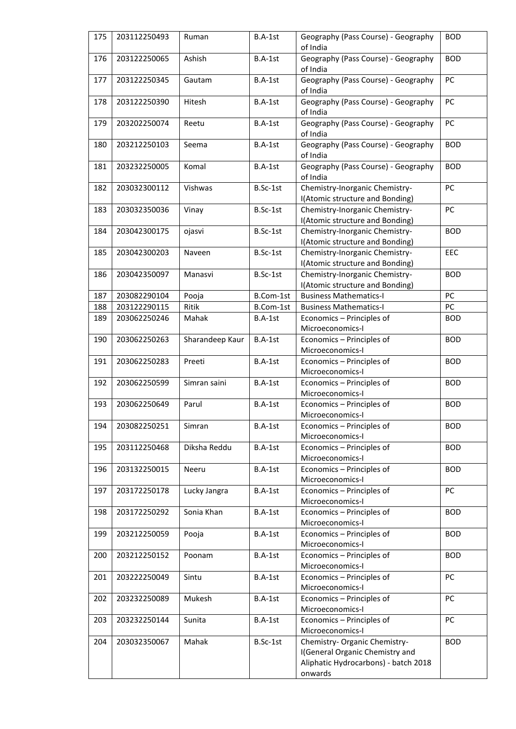| 175 | 203112250493 | Ruman | B.A-1st | Geography (Pass Course) - Geography of India | BOD |
|---|---|---|---|---|---|
| 176 | 203122250065 | Ashish | B.A-1st | Geography (Pass Course) - Geography of India | BOD |
| 177 | 203122250345 | Gautam | B.A-1st | Geography (Pass Course) - Geography of India | PC |
| 178 | 203122250390 | Hitesh | B.A-1st | Geography (Pass Course) - Geography of India | PC |
| 179 | 203202250074 | Reetu | B.A-1st | Geography (Pass Course) - Geography of India | PC |
| 180 | 203212250103 | Seema | B.A-1st | Geography (Pass Course) - Geography of India | BOD |
| 181 | 203232250005 | Komal | B.A-1st | Geography (Pass Course) - Geography of India | BOD |
| 182 | 203032300112 | Vishwas | B.Sc-1st | Chemistry-Inorganic Chemistry-I(Atomic structure and Bonding) | PC |
| 183 | 203032350036 | Vinay | B.Sc-1st | Chemistry-Inorganic Chemistry-I(Atomic structure and Bonding) | PC |
| 184 | 203042300175 | ojasvi | B.Sc-1st | Chemistry-Inorganic Chemistry-I(Atomic structure and Bonding) | BOD |
| 185 | 203042300203 | Naveen | B.Sc-1st | Chemistry-Inorganic Chemistry-I(Atomic structure and Bonding) | EEC |
| 186 | 203042350097 | Manasvi | B.Sc-1st | Chemistry-Inorganic Chemistry-I(Atomic structure and Bonding) | BOD |
| 187 | 203082290104 | Pooja | B.Com-1st | Business Mathematics-I | PC |
| 188 | 203122290115 | Ritik | B.Com-1st | Business Mathematics-I | PC |
| 189 | 203062250246 | Mahak | B.A-1st | Economics – Principles of Microeconomics-I | BOD |
| 190 | 203062250263 | Sharandeep Kaur | B.A-1st | Economics – Principles of Microeconomics-I | BOD |
| 191 | 203062250283 | Preeti | B.A-1st | Economics – Principles of Microeconomics-I | BOD |
| 192 | 203062250599 | Simran saini | B.A-1st | Economics – Principles of Microeconomics-I | BOD |
| 193 | 203062250649 | Parul | B.A-1st | Economics – Principles of Microeconomics-I | BOD |
| 194 | 203082250251 | Simran | B.A-1st | Economics – Principles of Microeconomics-I | BOD |
| 195 | 203112250468 | Diksha Reddu | B.A-1st | Economics – Principles of Microeconomics-I | BOD |
| 196 | 203132250015 | Neeru | B.A-1st | Economics – Principles of Microeconomics-I | BOD |
| 197 | 203172250178 | Lucky Jangra | B.A-1st | Economics – Principles of Microeconomics-I | PC |
| 198 | 203172250292 | Sonia Khan | B.A-1st | Economics – Principles of Microeconomics-I | BOD |
| 199 | 203212250059 | Pooja | B.A-1st | Economics – Principles of Microeconomics-I | BOD |
| 200 | 203212250152 | Poonam | B.A-1st | Economics – Principles of Microeconomics-I | BOD |
| 201 | 203222250049 | Sintu | B.A-1st | Economics – Principles of Microeconomics-I | PC |
| 202 | 203232250089 | Mukesh | B.A-1st | Economics – Principles of Microeconomics-I | PC |
| 203 | 203232250144 | Sunita | B.A-1st | Economics – Principles of Microeconomics-I | PC |
| 204 | 203032350067 | Mahak | B.Sc-1st | Chemistry- Organic Chemistry-I(General Organic Chemistry and Aliphatic Hydrocarbons) - batch 2018 onwards | BOD |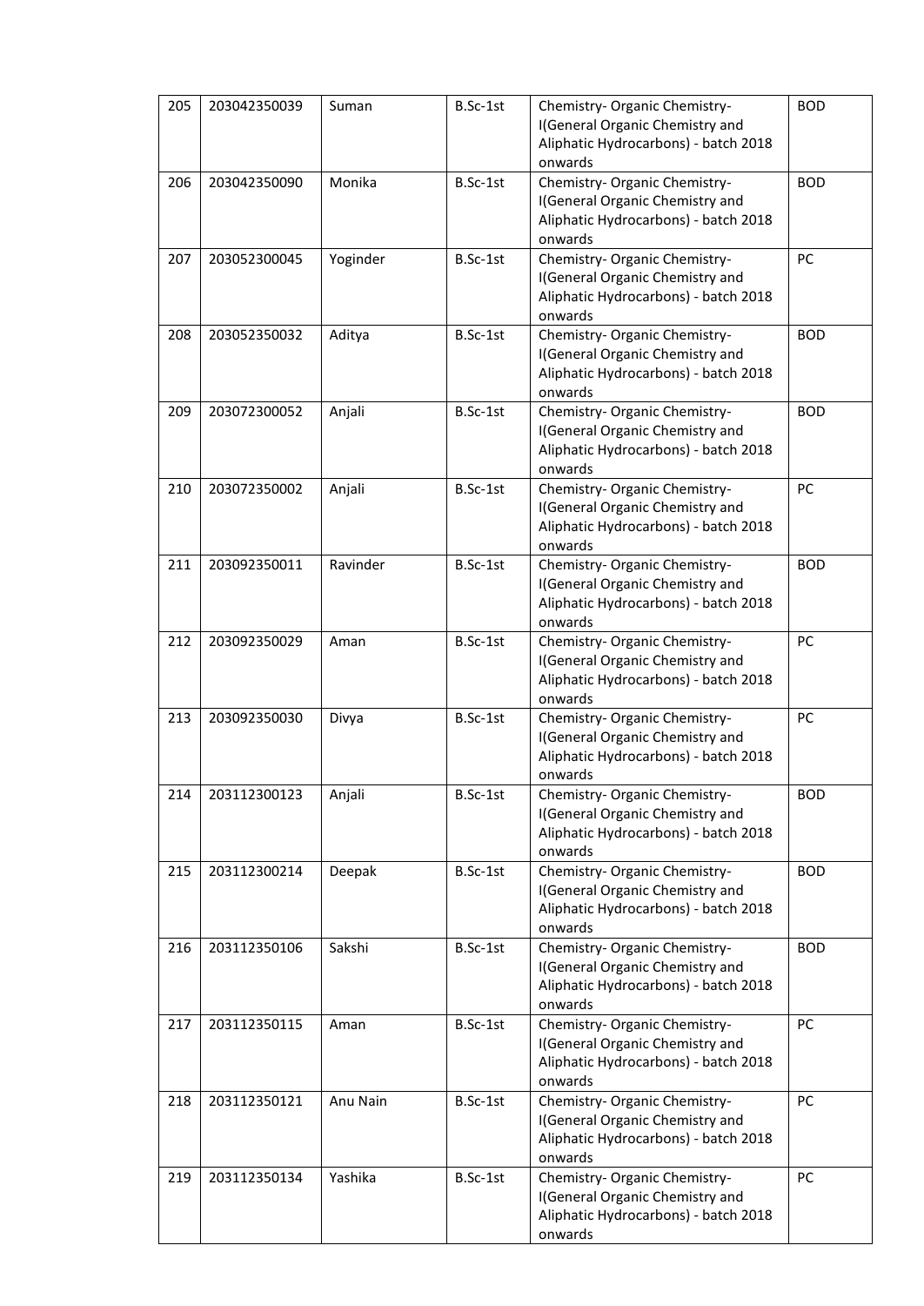| 205 | 203042350039 | Suman | B.Sc-1st | Chemistry- Organic Chemistry-I(General Organic Chemistry and Aliphatic Hydrocarbons) - batch 2018 onwards | BOD |
|---|---|---|---|---|---|
| 206 | 203042350090 | Monika | B.Sc-1st | Chemistry- Organic Chemistry-I(General Organic Chemistry and Aliphatic Hydrocarbons) - batch 2018 onwards | BOD |
| 207 | 203052300045 | Yoginder | B.Sc-1st | Chemistry- Organic Chemistry-I(General Organic Chemistry and Aliphatic Hydrocarbons) - batch 2018 onwards | PC |
| 208 | 203052350032 | Aditya | B.Sc-1st | Chemistry- Organic Chemistry-I(General Organic Chemistry and Aliphatic Hydrocarbons) - batch 2018 onwards | BOD |
| 209 | 203072300052 | Anjali | B.Sc-1st | Chemistry- Organic Chemistry-I(General Organic Chemistry and Aliphatic Hydrocarbons) - batch 2018 onwards | BOD |
| 210 | 203072350002 | Anjali | B.Sc-1st | Chemistry- Organic Chemistry-I(General Organic Chemistry and Aliphatic Hydrocarbons) - batch 2018 onwards | PC |
| 211 | 203092350011 | Ravinder | B.Sc-1st | Chemistry- Organic Chemistry-I(General Organic Chemistry and Aliphatic Hydrocarbons) - batch 2018 onwards | BOD |
| 212 | 203092350029 | Aman | B.Sc-1st | Chemistry- Organic Chemistry-I(General Organic Chemistry and Aliphatic Hydrocarbons) - batch 2018 onwards | PC |
| 213 | 203092350030 | Divya | B.Sc-1st | Chemistry- Organic Chemistry-I(General Organic Chemistry and Aliphatic Hydrocarbons) - batch 2018 onwards | PC |
| 214 | 203112300123 | Anjali | B.Sc-1st | Chemistry- Organic Chemistry-I(General Organic Chemistry and Aliphatic Hydrocarbons) - batch 2018 onwards | BOD |
| 215 | 203112300214 | Deepak | B.Sc-1st | Chemistry- Organic Chemistry-I(General Organic Chemistry and Aliphatic Hydrocarbons) - batch 2018 onwards | BOD |
| 216 | 203112350106 | Sakshi | B.Sc-1st | Chemistry- Organic Chemistry-I(General Organic Chemistry and Aliphatic Hydrocarbons) - batch 2018 onwards | BOD |
| 217 | 203112350115 | Aman | B.Sc-1st | Chemistry- Organic Chemistry-I(General Organic Chemistry and Aliphatic Hydrocarbons) - batch 2018 onwards | PC |
| 218 | 203112350121 | Anu Nain | B.Sc-1st | Chemistry- Organic Chemistry-I(General Organic Chemistry and Aliphatic Hydrocarbons) - batch 2018 onwards | PC |
| 219 | 203112350134 | Yashika | B.Sc-1st | Chemistry- Organic Chemistry-I(General Organic Chemistry and Aliphatic Hydrocarbons) - batch 2018 onwards | PC |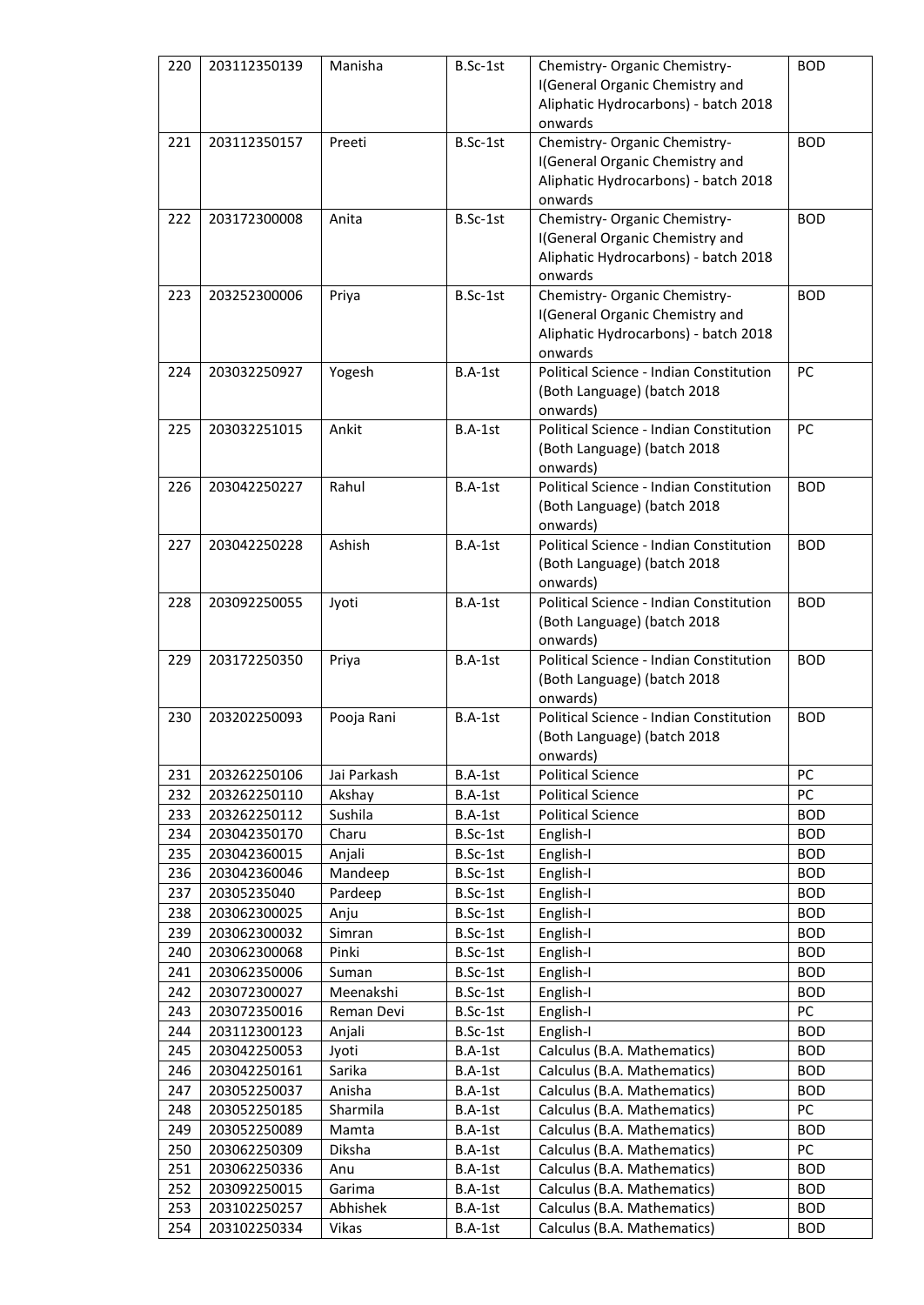| 220 | 203112350139 | Manisha | B.Sc-1st | Chemistry- Organic Chemistry-I(General Organic Chemistry and Aliphatic Hydrocarbons) - batch 2018 onwards | BOD |
|---|---|---|---|---|---|
| 221 | 203112350157 | Preeti | B.Sc-1st | Chemistry- Organic Chemistry-I(General Organic Chemistry and Aliphatic Hydrocarbons) - batch 2018 onwards | BOD |
| 222 | 203172300008 | Anita | B.Sc-1st | Chemistry- Organic Chemistry-I(General Organic Chemistry and Aliphatic Hydrocarbons) - batch 2018 onwards | BOD |
| 223 | 203252300006 | Priya | B.Sc-1st | Chemistry- Organic Chemistry-I(General Organic Chemistry and Aliphatic Hydrocarbons) - batch 2018 onwards | BOD |
| 224 | 203032250927 | Yogesh | B.A-1st | Political Science - Indian Constitution (Both Language) (batch 2018 onwards) | PC |
| 225 | 203032251015 | Ankit | B.A-1st | Political Science - Indian Constitution (Both Language) (batch 2018 onwards) | PC |
| 226 | 203042250227 | Rahul | B.A-1st | Political Science - Indian Constitution (Both Language) (batch 2018 onwards) | BOD |
| 227 | 203042250228 | Ashish | B.A-1st | Political Science - Indian Constitution (Both Language) (batch 2018 onwards) | BOD |
| 228 | 203092250055 | Jyoti | B.A-1st | Political Science - Indian Constitution (Both Language) (batch 2018 onwards) | BOD |
| 229 | 203172250350 | Priya | B.A-1st | Political Science - Indian Constitution (Both Language) (batch 2018 onwards) | BOD |
| 230 | 203202250093 | Pooja Rani | B.A-1st | Political Science - Indian Constitution (Both Language) (batch 2018 onwards) | BOD |
| 231 | 203262250106 | Jai Parkash | B.A-1st | Political Science | PC |
| 232 | 203262250110 | Akshay | B.A-1st | Political Science | PC |
| 233 | 203262250112 | Sushila | B.A-1st | Political Science | BOD |
| 234 | 203042350170 | Charu | B.Sc-1st | English-I | BOD |
| 235 | 203042360015 | Anjali | B.Sc-1st | English-I | BOD |
| 236 | 203042360046 | Mandeep | B.Sc-1st | English-I | BOD |
| 237 | 20305235040 | Pardeep | B.Sc-1st | English-I | BOD |
| 238 | 203062300025 | Anju | B.Sc-1st | English-I | BOD |
| 239 | 203062300032 | Simran | B.Sc-1st | English-I | BOD |
| 240 | 203062300068 | Pinki | B.Sc-1st | English-I | BOD |
| 241 | 203062350006 | Suman | B.Sc-1st | English-I | BOD |
| 242 | 203072300027 | Meenakshi | B.Sc-1st | English-I | BOD |
| 243 | 203072350016 | Reman Devi | B.Sc-1st | English-I | PC |
| 244 | 203112300123 | Anjali | B.Sc-1st | English-I | BOD |
| 245 | 203042250053 | Jyoti | B.A-1st | Calculus (B.A. Mathematics) | BOD |
| 246 | 203042250161 | Sarika | B.A-1st | Calculus (B.A. Mathematics) | BOD |
| 247 | 203052250037 | Anisha | B.A-1st | Calculus (B.A. Mathematics) | BOD |
| 248 | 203052250185 | Sharmila | B.A-1st | Calculus (B.A. Mathematics) | PC |
| 249 | 203052250089 | Mamta | B.A-1st | Calculus (B.A. Mathematics) | BOD |
| 250 | 203062250309 | Diksha | B.A-1st | Calculus (B.A. Mathematics) | PC |
| 251 | 203062250336 | Anu | B.A-1st | Calculus (B.A. Mathematics) | BOD |
| 252 | 203092250015 | Garima | B.A-1st | Calculus (B.A. Mathematics) | BOD |
| 253 | 203102250257 | Abhishek | B.A-1st | Calculus (B.A. Mathematics) | BOD |
| 254 | 203102250334 | Vikas | B.A-1st | Calculus (B.A. Mathematics) | BOD |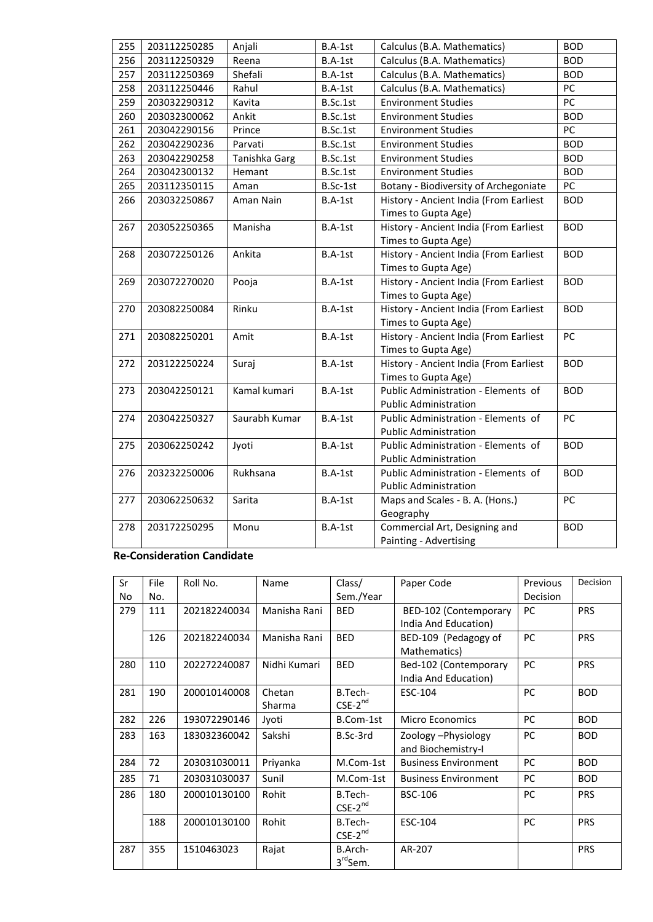| | | | | | |
|---|---|---|---|---|---|
| 255 | 203112250285 | Anjali | B.A-1st | Calculus (B.A. Mathematics) | BOD |
| 256 | 203112250329 | Reena | B.A-1st | Calculus (B.A. Mathematics) | BOD |
| 257 | 203112250369 | Shefali | B.A-1st | Calculus (B.A. Mathematics) | BOD |
| 258 | 203112250446 | Rahul | B.A-1st | Calculus (B.A. Mathematics) | PC |
| 259 | 203032290312 | Kavita | B.Sc.1st | Environment Studies | PC |
| 260 | 203032300062 | Ankit | B.Sc.1st | Environment Studies | BOD |
| 261 | 203042290156 | Prince | B.Sc.1st | Environment Studies | PC |
| 262 | 203042290236 | Parvati | B.Sc.1st | Environment Studies | BOD |
| 263 | 203042290258 | Tanishka Garg | B.Sc.1st | Environment Studies | BOD |
| 264 | 203042300132 | Hemant | B.Sc.1st | Environment Studies | BOD |
| 265 | 203112350115 | Aman | B.Sc-1st | Botany - Biodiversity of Archegoniate | PC |
| 266 | 203032250867 | Aman Nain | B.A-1st | History - Ancient India (From Earliest Times to Gupta Age) | BOD |
| 267 | 203052250365 | Manisha | B.A-1st | History - Ancient India (From Earliest Times to Gupta Age) | BOD |
| 268 | 203072250126 | Ankita | B.A-1st | History - Ancient India (From Earliest Times to Gupta Age) | BOD |
| 269 | 203072270020 | Pooja | B.A-1st | History - Ancient India (From Earliest Times to Gupta Age) | BOD |
| 270 | 203082250084 | Rinku | B.A-1st | History - Ancient India (From Earliest Times to Gupta Age) | BOD |
| 271 | 203082250201 | Amit | B.A-1st | History - Ancient India (From Earliest Times to Gupta Age) | PC |
| 272 | 203122250224 | Suraj | B.A-1st | History - Ancient India (From Earliest Times to Gupta Age) | BOD |
| 273 | 203042250121 | Kamal kumari | B.A-1st | Public Administration - Elements of Public Administration | BOD |
| 274 | 203042250327 | Saurabh Kumar | B.A-1st | Public Administration - Elements of Public Administration | PC |
| 275 | 203062250242 | Jyoti | B.A-1st | Public Administration - Elements of Public Administration | BOD |
| 276 | 203232250006 | Rukhsana | B.A-1st | Public Administration - Elements of Public Administration | BOD |
| 277 | 203062250632 | Sarita | B.A-1st | Maps and Scales - B. A. (Hons.) Geography | PC |
| 278 | 203172250295 | Monu | B.A-1st | Commercial Art, Designing and Painting - Advertising | BOD |

**Re-Consideration Candidate**

| Sr No | File No. | Roll No. | Name | Class/ Sem./Year | Paper Code | Previous Decision | Decision |
|---|---|---|---|---|---|---|---|
| 279 | 111 | 202182240034 | Manisha Rani | BED | BED-102 (Contemporary India And Education) | PC | PRS |
| | 126 | 202182240034 | Manisha Rani | BED | BED-109 (Pedagogy of Mathematics) | PC | PRS |
| 280 | 110 | 202272240087 | Nidhi Kumari | BED | Bed-102 (Contemporary India And Education) | PC | PRS |
| 281 | 190 | 200010140008 | Chetan Sharma | B.Tech-CSE-2nd | ESC-104 | PC | BOD |
| 282 | 226 | 193072290146 | Jyoti | B.Com-1st | Micro Economics | PC | BOD |
| 283 | 163 | 183032360042 | Sakshi | B.Sc-3rd | Zoology –Physiology and Biochemistry-I | PC | BOD |
| 284 | 72 | 203031030011 | Priyanka | M.Com-1st | Business Environment | PC | BOD |
| 285 | 71 | 203031030037 | Sunil | M.Com-1st | Business Environment | PC | BOD |
| 286 | 180 | 200010130100 | Rohit | B.Tech-CSE-2nd | BSC-106 | PC | PRS |
| | 188 | 200010130100 | Rohit | B.Tech-CSE-2nd | ESC-104 | PC | PRS |
| 287 | 355 | 1510463023 | Rajat | B.Arch-3rdSem. | AR-207 | | PRS |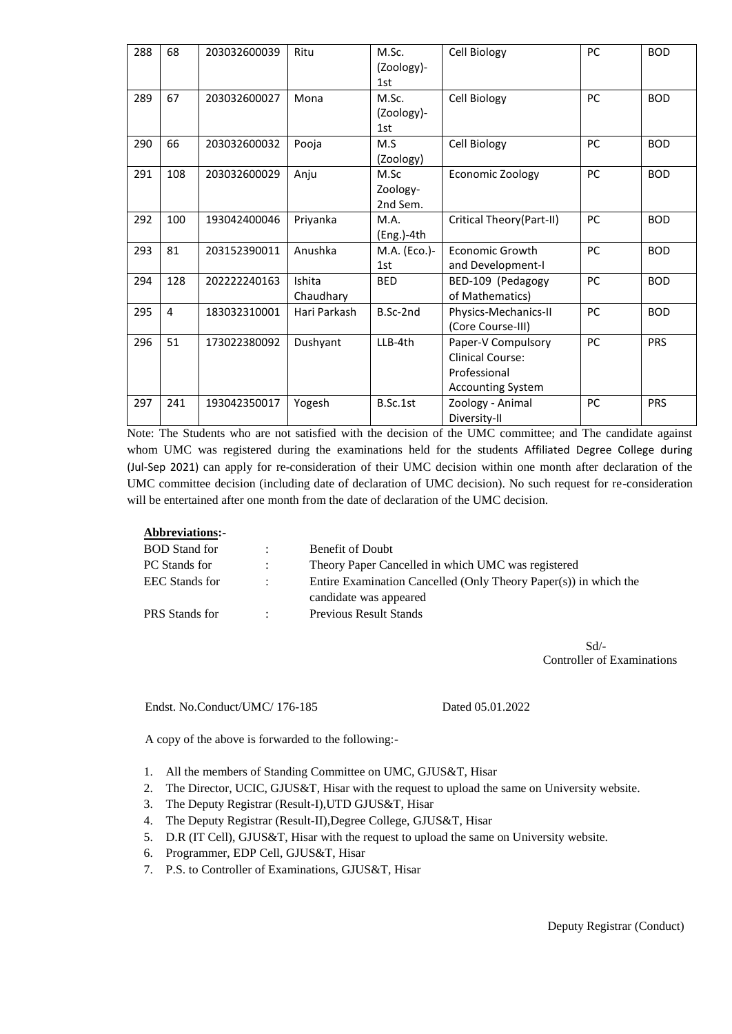| | | | | | | | |
|---|---|---|---|---|---|---|---|
| 288 | 68 | 203032600039 | Ritu | M.Sc. (Zoology)-1st | Cell Biology | PC | BOD |
| 289 | 67 | 203032600027 | Mona | M.Sc. (Zoology)-1st | Cell Biology | PC | BOD |
| 290 | 66 | 203032600032 | Pooja | M.S (Zoology) | Cell Biology | PC | BOD |
| 291 | 108 | 203032600029 | Anju | M.Sc Zoology-2nd Sem. | Economic Zoology | PC | BOD |
| 292 | 100 | 193042400046 | Priyanka | M.A. (Eng.)-4th | Critical Theory(Part-II) | PC | BOD |
| 293 | 81 | 203152390011 | Anushka | M.A. (Eco.)-1st | Economic Growth and Development-I | PC | BOD |
| 294 | 128 | 202222240163 | Ishita Chaudhary | BED | BED-109 (Pedagogy of Mathematics) | PC | BOD |
| 295 | 4 | 183032310001 | Hari Parkash | B.Sc-2nd | Physics-Mechanics-II (Core Course-III) | PC | BOD |
| 296 | 51 | 173022380092 | Dushyant | LLB-4th | Paper-V Compulsory Clinical Course: Professional Accounting System | PC | PRS |
| 297 | 241 | 193042350017 | Yogesh | B.Sc.1st | Zoology - Animal Diversity-II | PC | PRS |

Note: The Students who are not satisfied with the decision of the UMC committee; and The candidate against whom UMC was registered during the examinations held for the students Affiliated Degree College during (Jul-Sep 2021) can apply for re-consideration of their UMC decision within one month after declaration of the UMC committee decision (including date of declaration of UMC decision). No such request for re-consideration will be entertained after one month from the date of declaration of the UMC decision.

**Abbreviations:-**

| | | |
|---|---|---|
| BOD Stand for | : | Benefit of Doubt |
| PC Stands for | : | Theory Paper Cancelled in which UMC was registered |
| EEC Stands for | : | Entire Examination Cancelled (Only Theory Paper(s)) in which the candidate was appeared |
| PRS Stands for | : | Previous Result Stands |

Sd/-
Controller of Examinations

Endst. No.Conduct/UMC/ 176-185 Dated 05.01.2022

A copy of the above is forwarded to the following:-

1. All the members of Standing Committee on UMC, GJUS&T, Hisar
2. The Director, UCIC, GJUS&T, Hisar with the request to upload the same on University website.
3. The Deputy Registrar (Result-I),UTD GJUS&T, Hisar
4. The Deputy Registrar (Result-II),Degree College, GJUS&T, Hisar
5. D.R (IT Cell), GJUS&T, Hisar with the request to upload the same on University website.
6. Programmer, EDP Cell, GJUS&T, Hisar
7. P.S. to Controller of Examinations, GJUS&T, Hisar

Deputy Registrar (Conduct)